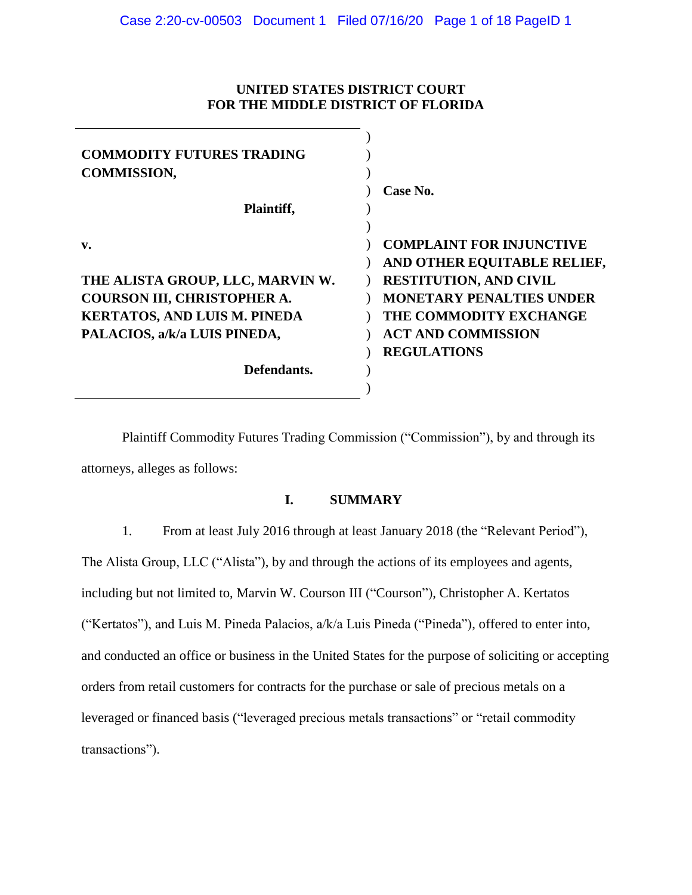**UNITED STATES DISTRICT COURT**
**FOR THE MIDDLE DISTRICT OF FLORIDA**

| | |
|---|---|
| **COMMODITY FUTURES TRADING COMMISSION,** | **Case No.** |
| **Plaintiff,** | |
| **v.** | **COMPLAINT FOR INJUNCTIVE AND OTHER EQUITABLE RELIEF, RESTITUTION, AND CIVIL MONETARY PENALTIES UNDER THE COMMODITY EXCHANGE ACT AND COMMISSION REGULATIONS** |
| **THE ALISTA GROUP, LLC, MARVIN W. COURSON III, CHRISTOPHER A. KERTATOS, AND LUIS M. PINEDA PALACIOS, a/k/a LUIS PINEDA,** | |
| **Defendants.** | |

Plaintiff Commodity Futures Trading Commission ("Commission"), by and through its attorneys, alleges as follows:

## I. SUMMARY

1. From at least July 2016 through at least January 2018 (the "Relevant Period"), The Alista Group, LLC ("Alista"), by and through the actions of its employees and agents, including but not limited to, Marvin W. Courson III ("Courson"), Christopher A. Kertatos ("Kertatos"), and Luis M. Pineda Palacios, a/k/a Luis Pineda ("Pineda"), offered to enter into, and conducted an office or business in the United States for the purpose of soliciting or accepting orders from retail customers for contracts for the purchase or sale of precious metals on a leveraged or financed basis ("leveraged precious metals transactions" or "retail commodity transactions").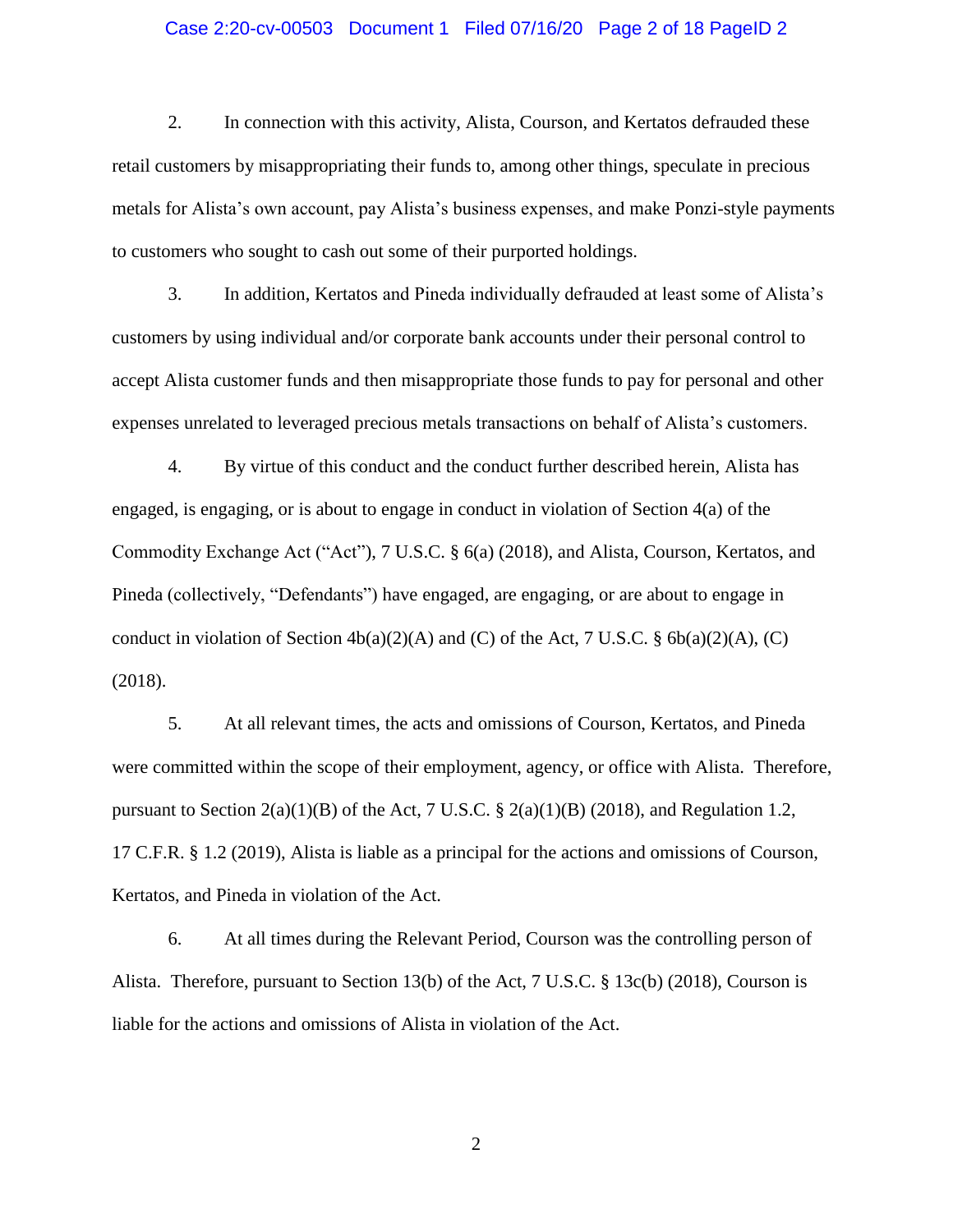2. In connection with this activity, Alista, Courson, and Kertatos defrauded these retail customers by misappropriating their funds to, among other things, speculate in precious metals for Alista's own account, pay Alista's business expenses, and make Ponzi-style payments to customers who sought to cash out some of their purported holdings.

3. In addition, Kertatos and Pineda individually defrauded at least some of Alista's customers by using individual and/or corporate bank accounts under their personal control to accept Alista customer funds and then misappropriate those funds to pay for personal and other expenses unrelated to leveraged precious metals transactions on behalf of Alista's customers.

4. By virtue of this conduct and the conduct further described herein, Alista has engaged, is engaging, or is about to engage in conduct in violation of Section 4(a) of the Commodity Exchange Act ("Act"), 7 U.S.C. § 6(a) (2018), and Alista, Courson, Kertatos, and Pineda (collectively, "Defendants") have engaged, are engaging, or are about to engage in conduct in violation of Section 4b(a)(2)(A) and (C) of the Act, 7 U.S.C. § 6b(a)(2)(A), (C) (2018).

5. At all relevant times, the acts and omissions of Courson, Kertatos, and Pineda were committed within the scope of their employment, agency, or office with Alista. Therefore, pursuant to Section 2(a)(1)(B) of the Act, 7 U.S.C. § 2(a)(1)(B) (2018), and Regulation 1.2, 17 C.F.R. § 1.2 (2019), Alista is liable as a principal for the actions and omissions of Courson, Kertatos, and Pineda in violation of the Act.

6. At all times during the Relevant Period, Courson was the controlling person of Alista. Therefore, pursuant to Section 13(b) of the Act, 7 U.S.C. § 13c(b) (2018), Courson is liable for the actions and omissions of Alista in violation of the Act.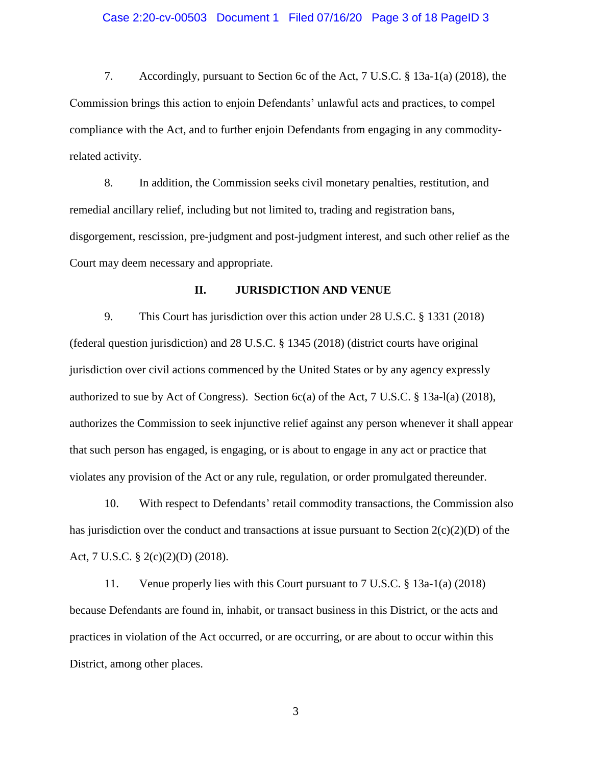7. Accordingly, pursuant to Section 6c of the Act, 7 U.S.C. § 13a-1(a) (2018), the Commission brings this action to enjoin Defendants' unlawful acts and practices, to compel compliance with the Act, and to further enjoin Defendants from engaging in any commodity-related activity.

8. In addition, the Commission seeks civil monetary penalties, restitution, and remedial ancillary relief, including but not limited to, trading and registration bans, disgorgement, rescission, pre-judgment and post-judgment interest, and such other relief as the Court may deem necessary and appropriate.

## II. JURISDICTION AND VENUE

9. This Court has jurisdiction over this action under 28 U.S.C. § 1331 (2018) (federal question jurisdiction) and 28 U.S.C. § 1345 (2018) (district courts have original jurisdiction over civil actions commenced by the United States or by any agency expressly authorized to sue by Act of Congress). Section 6c(a) of the Act, 7 U.S.C. § 13a-l(a) (2018), authorizes the Commission to seek injunctive relief against any person whenever it shall appear that such person has engaged, is engaging, or is about to engage in any act or practice that violates any provision of the Act or any rule, regulation, or order promulgated thereunder.

10. With respect to Defendants' retail commodity transactions, the Commission also has jurisdiction over the conduct and transactions at issue pursuant to Section 2(c)(2)(D) of the Act, 7 U.S.C. § 2(c)(2)(D) (2018).

11. Venue properly lies with this Court pursuant to 7 U.S.C. § 13a-1(a) (2018) because Defendants are found in, inhabit, or transact business in this District, or the acts and practices in violation of the Act occurred, or are occurring, or are about to occur within this District, among other places.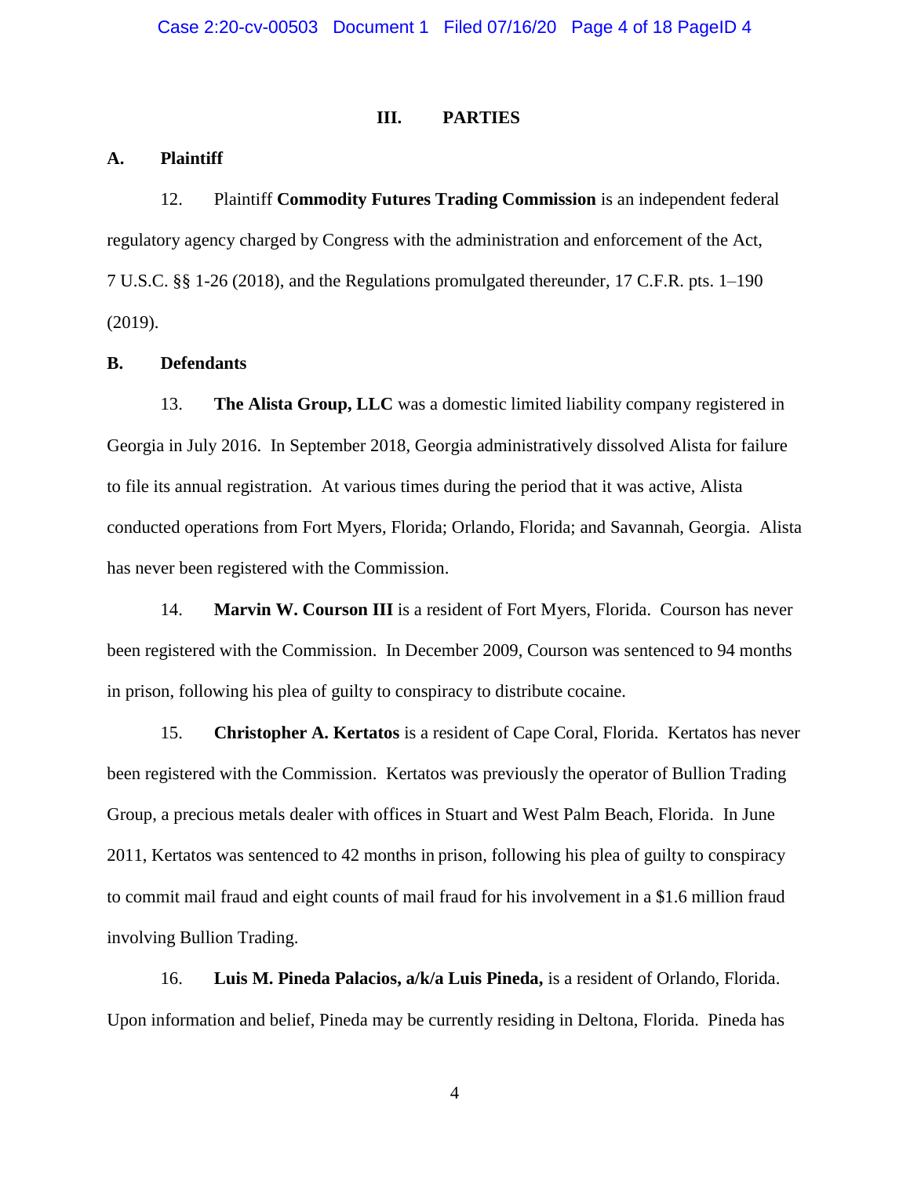## III. PARTIES

### A. Plaintiff

12. Plaintiff **Commodity Futures Trading Commission** is an independent federal regulatory agency charged by Congress with the administration and enforcement of the Act, 7 U.S.C. §§ 1-26 (2018), and the Regulations promulgated thereunder, 17 C.F.R. pts. 1–190 (2019).

### B. Defendants

13. **The Alista Group, LLC** was a domestic limited liability company registered in Georgia in July 2016. In September 2018, Georgia administratively dissolved Alista for failure to file its annual registration. At various times during the period that it was active, Alista conducted operations from Fort Myers, Florida; Orlando, Florida; and Savannah, Georgia. Alista has never been registered with the Commission.

14. **Marvin W. Courson III** is a resident of Fort Myers, Florida. Courson has never been registered with the Commission. In December 2009, Courson was sentenced to 94 months in prison, following his plea of guilty to conspiracy to distribute cocaine.

15. **Christopher A. Kertatos** is a resident of Cape Coral, Florida. Kertatos has never been registered with the Commission. Kertatos was previously the operator of Bullion Trading Group, a precious metals dealer with offices in Stuart and West Palm Beach, Florida. In June 2011, Kertatos was sentenced to 42 months in prison, following his plea of guilty to conspiracy to commit mail fraud and eight counts of mail fraud for his involvement in a $1.6 million fraud involving Bullion Trading.

16. **Luis M. Pineda Palacios, a/k/a Luis Pineda,** is a resident of Orlando, Florida. Upon information and belief, Pineda may be currently residing in Deltona, Florida. Pineda has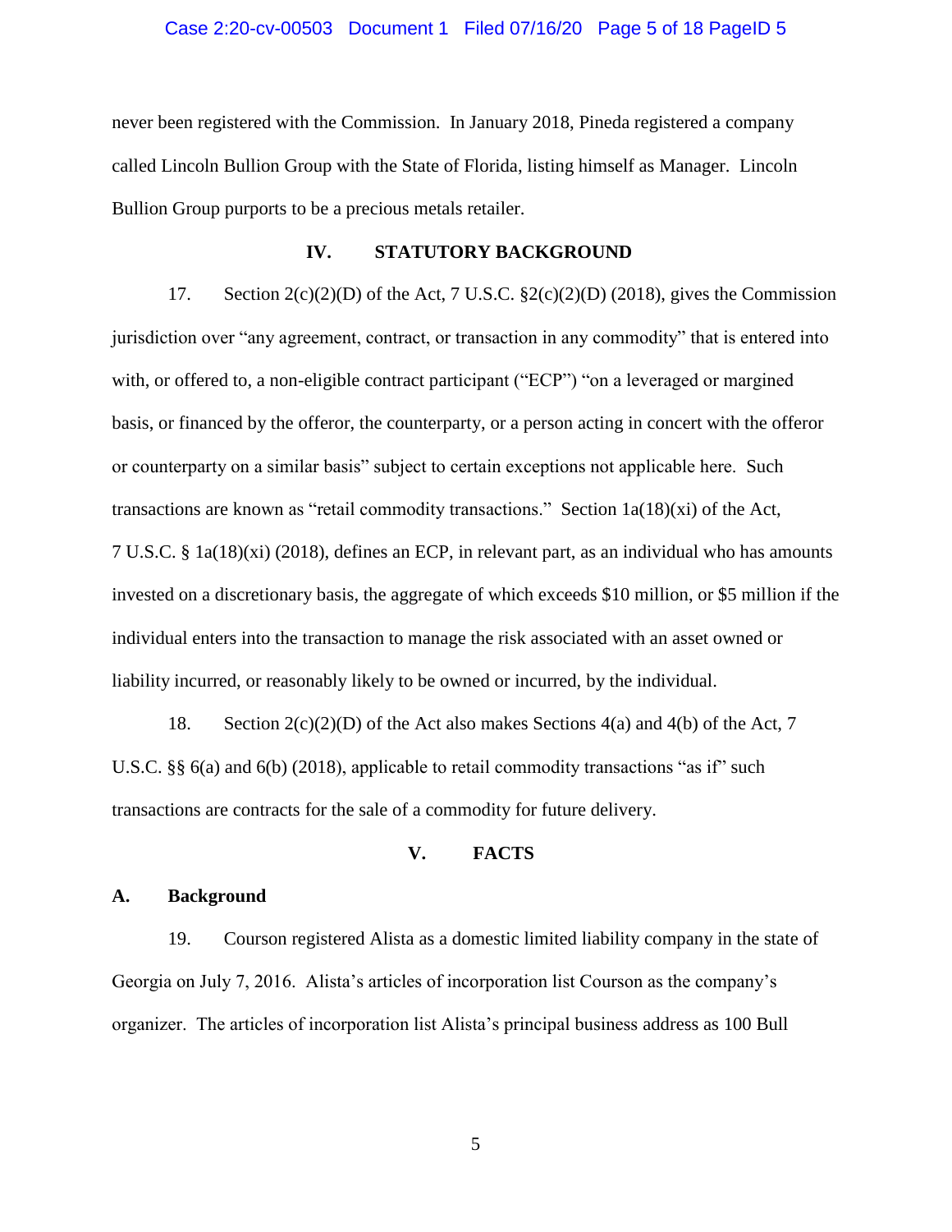never been registered with the Commission. In January 2018, Pineda registered a company called Lincoln Bullion Group with the State of Florida, listing himself as Manager. Lincoln Bullion Group purports to be a precious metals retailer.

## IV. STATUTORY BACKGROUND

17. Section 2(c)(2)(D) of the Act, 7 U.S.C. §2(c)(2)(D) (2018), gives the Commission jurisdiction over "any agreement, contract, or transaction in any commodity" that is entered into with, or offered to, a non-eligible contract participant ("ECP") "on a leveraged or margined basis, or financed by the offeror, the counterparty, or a person acting in concert with the offeror or counterparty on a similar basis" subject to certain exceptions not applicable here. Such transactions are known as "retail commodity transactions." Section 1a(18)(xi) of the Act, 7 U.S.C. § 1a(18)(xi) (2018), defines an ECP, in relevant part, as an individual who has amounts invested on a discretionary basis, the aggregate of which exceeds \$10 million, or \$5 million if the individual enters into the transaction to manage the risk associated with an asset owned or liability incurred, or reasonably likely to be owned or incurred, by the individual.

18. Section 2(c)(2)(D) of the Act also makes Sections 4(a) and 4(b) of the Act, 7 U.S.C. §§ 6(a) and 6(b) (2018), applicable to retail commodity transactions "as if" such transactions are contracts for the sale of a commodity for future delivery.

## V. FACTS

### A. Background

19. Courson registered Alista as a domestic limited liability company in the state of Georgia on July 7, 2016. Alista's articles of incorporation list Courson as the company's organizer. The articles of incorporation list Alista's principal business address as 100 Bull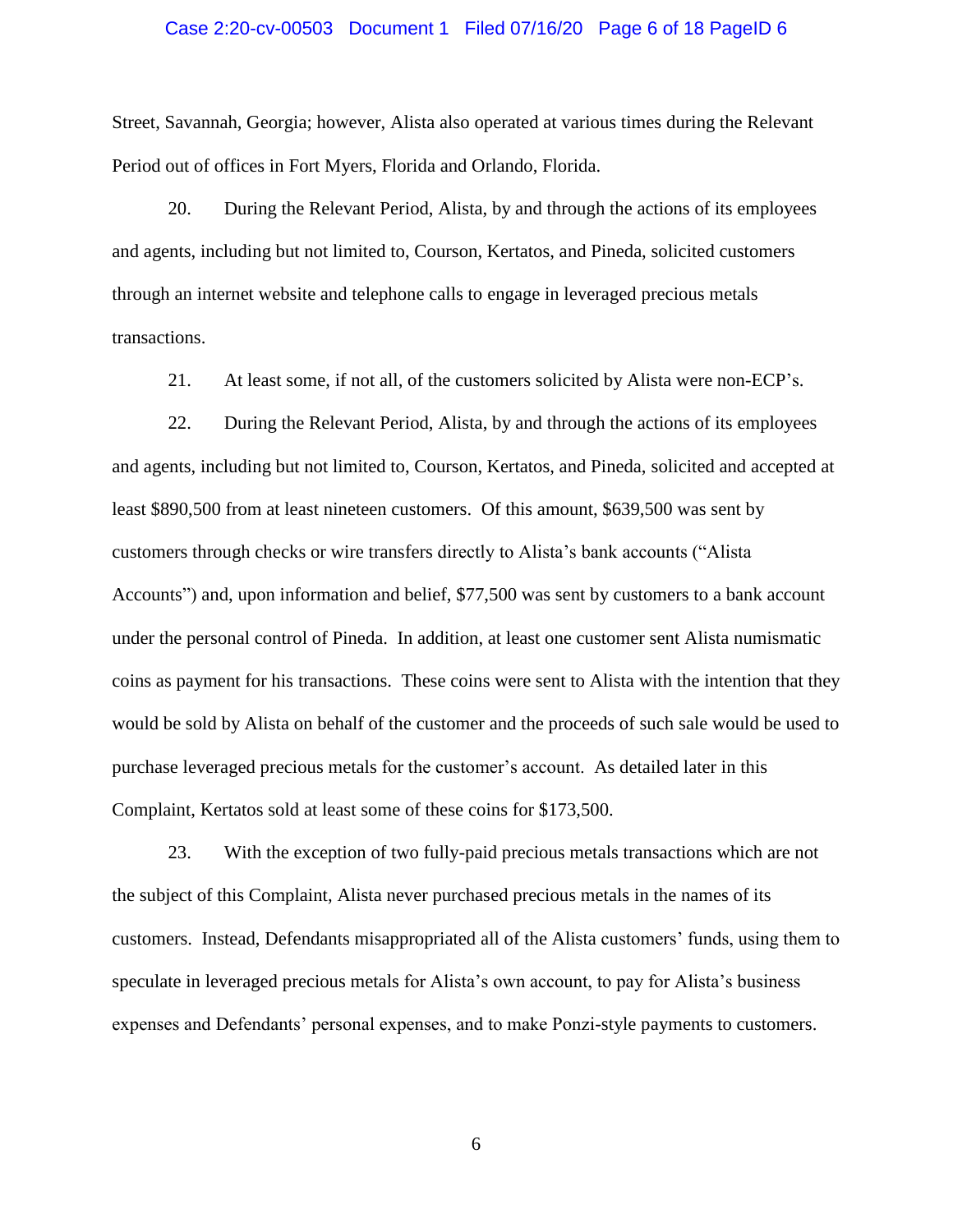Street, Savannah, Georgia; however, Alista also operated at various times during the Relevant Period out of offices in Fort Myers, Florida and Orlando, Florida.

20. During the Relevant Period, Alista, by and through the actions of its employees and agents, including but not limited to, Courson, Kertatos, and Pineda, solicited customers through an internet website and telephone calls to engage in leveraged precious metals transactions.

21. At least some, if not all, of the customers solicited by Alista were non-ECP's.

22. During the Relevant Period, Alista, by and through the actions of its employees and agents, including but not limited to, Courson, Kertatos, and Pineda, solicited and accepted at least $890,500 from at least nineteen customers. Of this amount, $639,500 was sent by customers through checks or wire transfers directly to Alista's bank accounts ("Alista Accounts") and, upon information and belief, $77,500 was sent by customers to a bank account under the personal control of Pineda. In addition, at least one customer sent Alista numismatic coins as payment for his transactions. These coins were sent to Alista with the intention that they would be sold by Alista on behalf of the customer and the proceeds of such sale would be used to purchase leveraged precious metals for the customer's account. As detailed later in this Complaint, Kertatos sold at least some of these coins for $173,500.

23. With the exception of two fully-paid precious metals transactions which are not the subject of this Complaint, Alista never purchased precious metals in the names of its customers. Instead, Defendants misappropriated all of the Alista customers' funds, using them to speculate in leveraged precious metals for Alista's own account, to pay for Alista's business expenses and Defendants' personal expenses, and to make Ponzi-style payments to customers.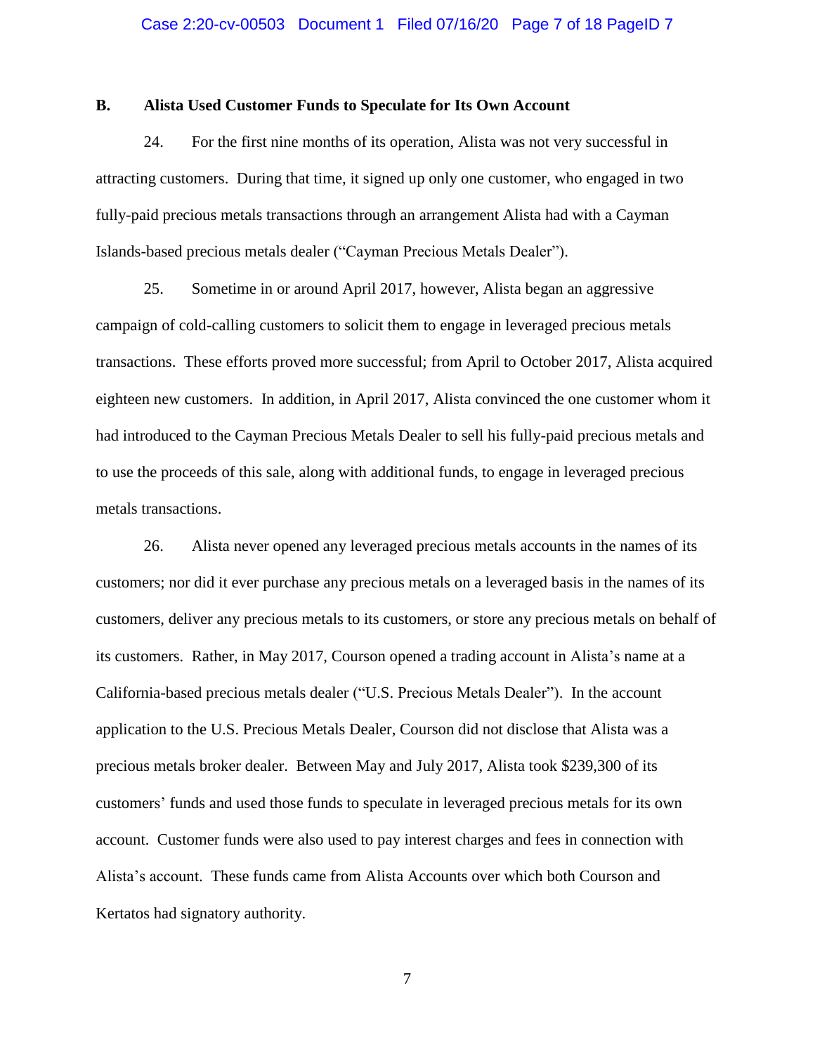**B. Alista Used Customer Funds to Speculate for Its Own Account**

24. For the first nine months of its operation, Alista was not very successful in attracting customers. During that time, it signed up only one customer, who engaged in two fully-paid precious metals transactions through an arrangement Alista had with a Cayman Islands-based precious metals dealer ("Cayman Precious Metals Dealer").

25. Sometime in or around April 2017, however, Alista began an aggressive campaign of cold-calling customers to solicit them to engage in leveraged precious metals transactions. These efforts proved more successful; from April to October 2017, Alista acquired eighteen new customers. In addition, in April 2017, Alista convinced the one customer whom it had introduced to the Cayman Precious Metals Dealer to sell his fully-paid precious metals and to use the proceeds of this sale, along with additional funds, to engage in leveraged precious metals transactions.

26. Alista never opened any leveraged precious metals accounts in the names of its customers; nor did it ever purchase any precious metals on a leveraged basis in the names of its customers, deliver any precious metals to its customers, or store any precious metals on behalf of its customers. Rather, in May 2017, Courson opened a trading account in Alista's name at a California-based precious metals dealer ("U.S. Precious Metals Dealer"). In the account application to the U.S. Precious Metals Dealer, Courson did not disclose that Alista was a precious metals broker dealer. Between May and July 2017, Alista took $239,300 of its customers' funds and used those funds to speculate in leveraged precious metals for its own account. Customer funds were also used to pay interest charges and fees in connection with Alista's account. These funds came from Alista Accounts over which both Courson and Kertatos had signatory authority.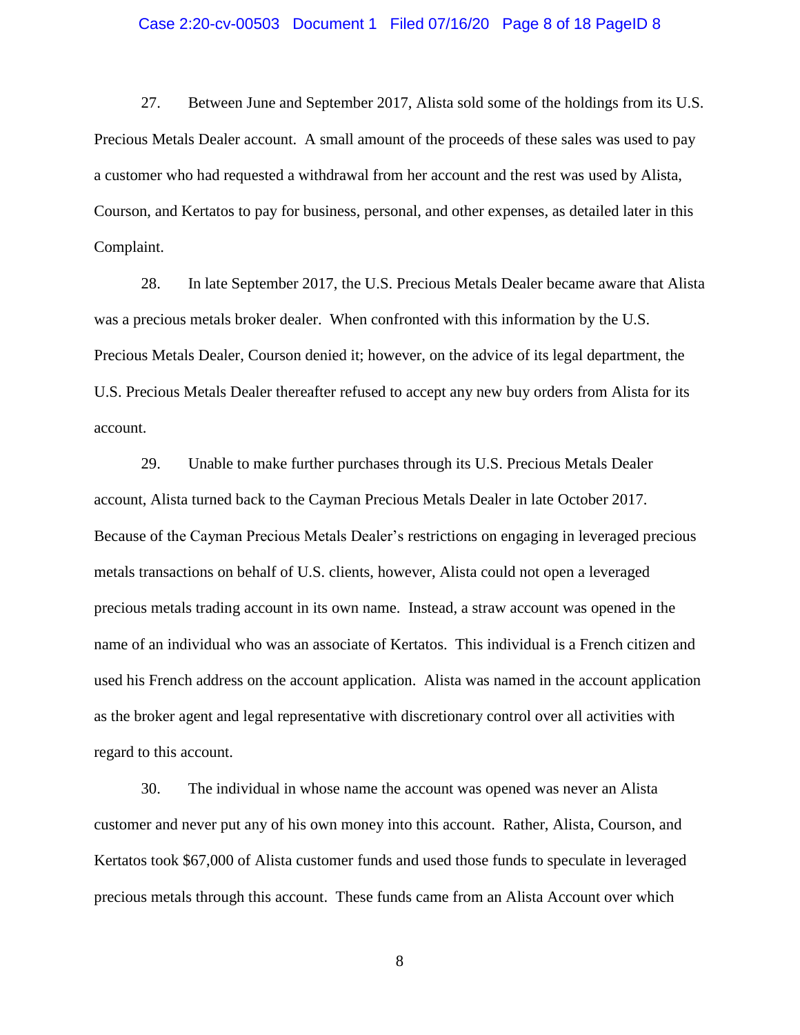27. Between June and September 2017, Alista sold some of the holdings from its U.S. Precious Metals Dealer account. A small amount of the proceeds of these sales was used to pay a customer who had requested a withdrawal from her account and the rest was used by Alista, Courson, and Kertatos to pay for business, personal, and other expenses, as detailed later in this Complaint.

28. In late September 2017, the U.S. Precious Metals Dealer became aware that Alista was a precious metals broker dealer. When confronted with this information by the U.S. Precious Metals Dealer, Courson denied it; however, on the advice of its legal department, the U.S. Precious Metals Dealer thereafter refused to accept any new buy orders from Alista for its account.

29. Unable to make further purchases through its U.S. Precious Metals Dealer account, Alista turned back to the Cayman Precious Metals Dealer in late October 2017. Because of the Cayman Precious Metals Dealer's restrictions on engaging in leveraged precious metals transactions on behalf of U.S. clients, however, Alista could not open a leveraged precious metals trading account in its own name. Instead, a straw account was opened in the name of an individual who was an associate of Kertatos. This individual is a French citizen and used his French address on the account application. Alista was named in the account application as the broker agent and legal representative with discretionary control over all activities with regard to this account.

30. The individual in whose name the account was opened was never an Alista customer and never put any of his own money into this account. Rather, Alista, Courson, and Kertatos took $67,000 of Alista customer funds and used those funds to speculate in leveraged precious metals through this account. These funds came from an Alista Account over which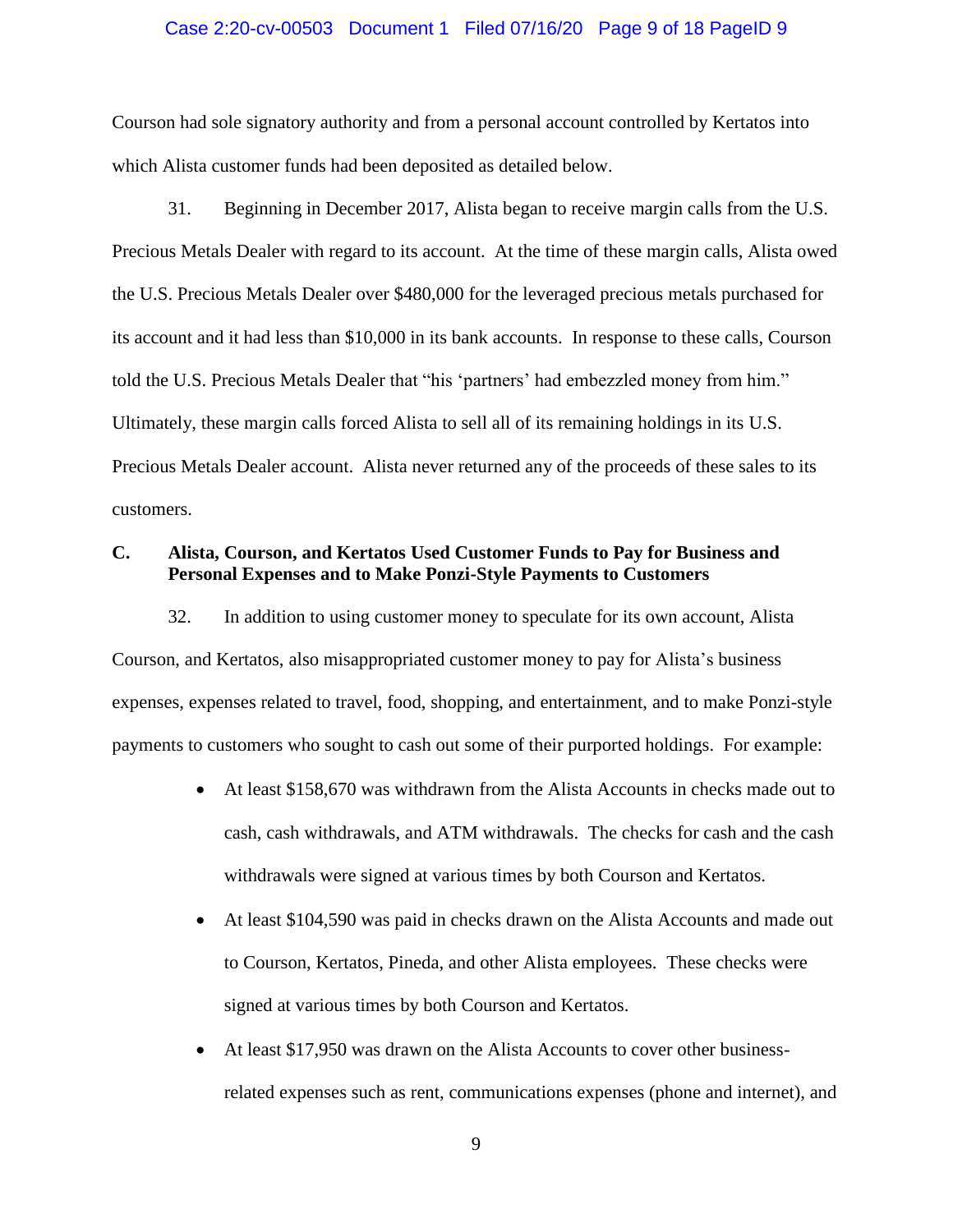Courson had sole signatory authority and from a personal account controlled by Kertatos into which Alista customer funds had been deposited as detailed below.

31. Beginning in December 2017, Alista began to receive margin calls from the U.S. Precious Metals Dealer with regard to its account. At the time of these margin calls, Alista owed the U.S. Precious Metals Dealer over $480,000 for the leveraged precious metals purchased for its account and it had less than $10,000 in its bank accounts. In response to these calls, Courson told the U.S. Precious Metals Dealer that "his 'partners' had embezzled money from him." Ultimately, these margin calls forced Alista to sell all of its remaining holdings in its U.S. Precious Metals Dealer account. Alista never returned any of the proceeds of these sales to its customers.

### C. Alista, Courson, and Kertatos Used Customer Funds to Pay for Business and Personal Expenses and to Make Ponzi-Style Payments to Customers

32. In addition to using customer money to speculate for its own account, Alista Courson, and Kertatos, also misappropriated customer money to pay for Alista's business expenses, expenses related to travel, food, shopping, and entertainment, and to make Ponzi-style payments to customers who sought to cash out some of their purported holdings. For example:

- At least $158,670 was withdrawn from the Alista Accounts in checks made out to cash, cash withdrawals, and ATM withdrawals. The checks for cash and the cash withdrawals were signed at various times by both Courson and Kertatos.
- At least $104,590 was paid in checks drawn on the Alista Accounts and made out to Courson, Kertatos, Pineda, and other Alista employees. These checks were signed at various times by both Courson and Kertatos.
- At least $17,950 was drawn on the Alista Accounts to cover other business-related expenses such as rent, communications expenses (phone and internet), and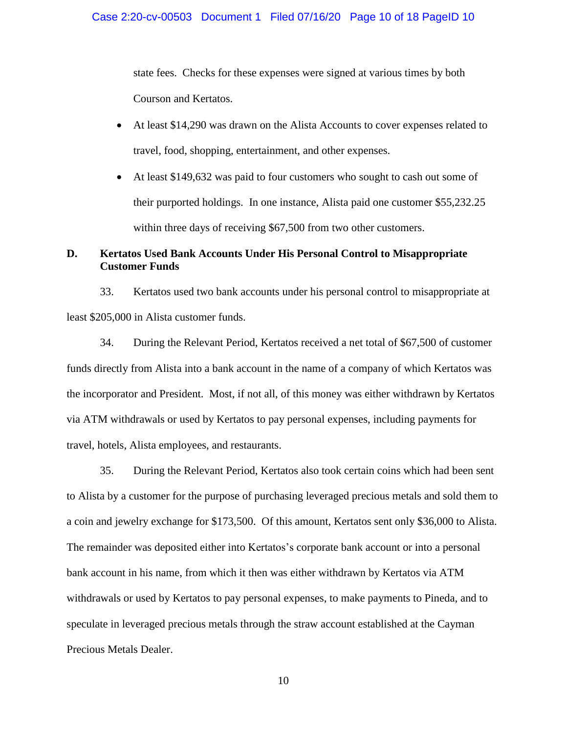state fees. Checks for these expenses were signed at various times by both Courson and Kertatos.

- At least $14,290 was drawn on the Alista Accounts to cover expenses related to travel, food, shopping, entertainment, and other expenses.
- At least $149,632 was paid to four customers who sought to cash out some of their purported holdings. In one instance, Alista paid one customer $55,232.25 within three days of receiving $67,500 from two other customers.

**D. Kertatos Used Bank Accounts Under His Personal Control to Misappropriate Customer Funds**

33. Kertatos used two bank accounts under his personal control to misappropriate at least $205,000 in Alista customer funds.

34. During the Relevant Period, Kertatos received a net total of $67,500 of customer funds directly from Alista into a bank account in the name of a company of which Kertatos was the incorporator and President. Most, if not all, of this money was either withdrawn by Kertatos via ATM withdrawals or used by Kertatos to pay personal expenses, including payments for travel, hotels, Alista employees, and restaurants.

35. During the Relevant Period, Kertatos also took certain coins which had been sent to Alista by a customer for the purpose of purchasing leveraged precious metals and sold them to a coin and jewelry exchange for $173,500. Of this amount, Kertatos sent only $36,000 to Alista. The remainder was deposited either into Kertatos's corporate bank account or into a personal bank account in his name, from which it then was either withdrawn by Kertatos via ATM withdrawals or used by Kertatos to pay personal expenses, to make payments to Pineda, and to speculate in leveraged precious metals through the straw account established at the Cayman Precious Metals Dealer.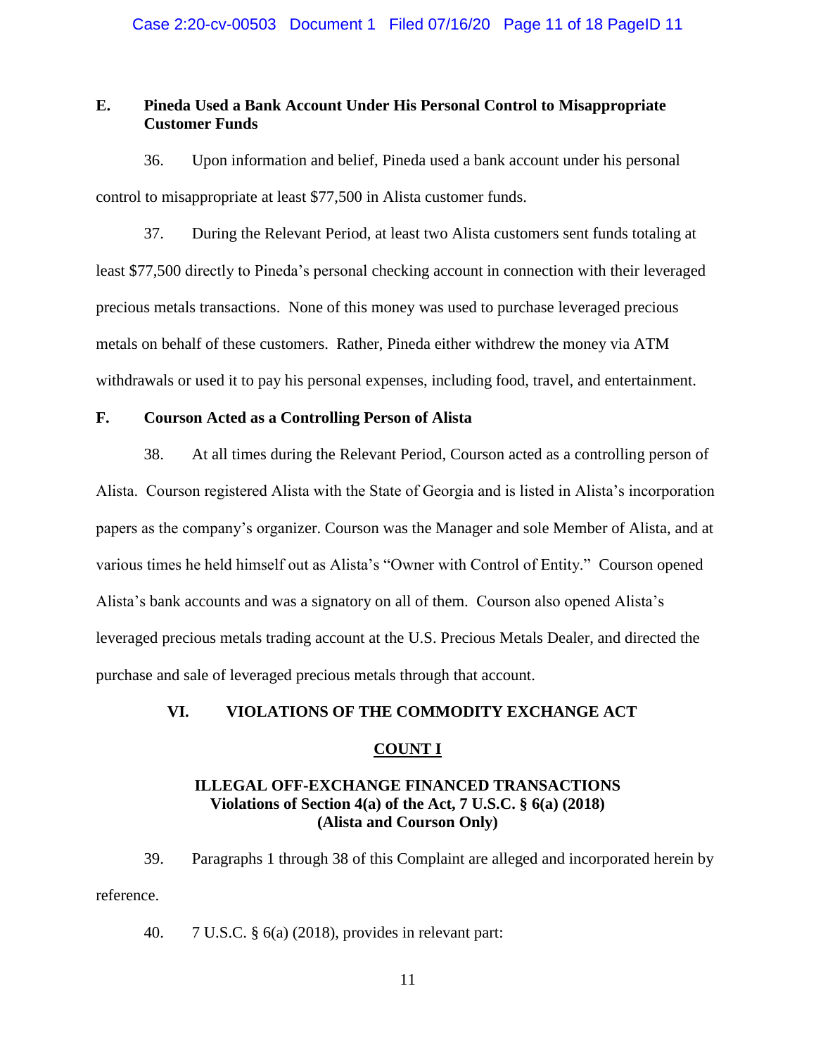### E. Pineda Used a Bank Account Under His Personal Control to Misappropriate Customer Funds

36. Upon information and belief, Pineda used a bank account under his personal control to misappropriate at least $77,500 in Alista customer funds.

37. During the Relevant Period, at least two Alista customers sent funds totaling at least $77,500 directly to Pineda's personal checking account in connection with their leveraged precious metals transactions. None of this money was used to purchase leveraged precious metals on behalf of these customers. Rather, Pineda either withdrew the money via ATM withdrawals or used it to pay his personal expenses, including food, travel, and entertainment.

### F. Courson Acted as a Controlling Person of Alista

38. At all times during the Relevant Period, Courson acted as a controlling person of Alista. Courson registered Alista with the State of Georgia and is listed in Alista's incorporation papers as the company's organizer. Courson was the Manager and sole Member of Alista, and at various times he held himself out as Alista's "Owner with Control of Entity." Courson opened Alista's bank accounts and was a signatory on all of them. Courson also opened Alista's leveraged precious metals trading account at the U.S. Precious Metals Dealer, and directed the purchase and sale of leveraged precious metals through that account.

## VI. VIOLATIONS OF THE COMMODITY EXCHANGE ACT

### COUNT I

### ILLEGAL OFF-EXCHANGE FINANCED TRANSACTIONS
### Violations of Section 4(a) of the Act, 7 U.S.C. § 6(a) (2018)
### (Alista and Courson Only)

39. Paragraphs 1 through 38 of this Complaint are alleged and incorporated herein by reference.

40. 7 U.S.C. § 6(a) (2018), provides in relevant part: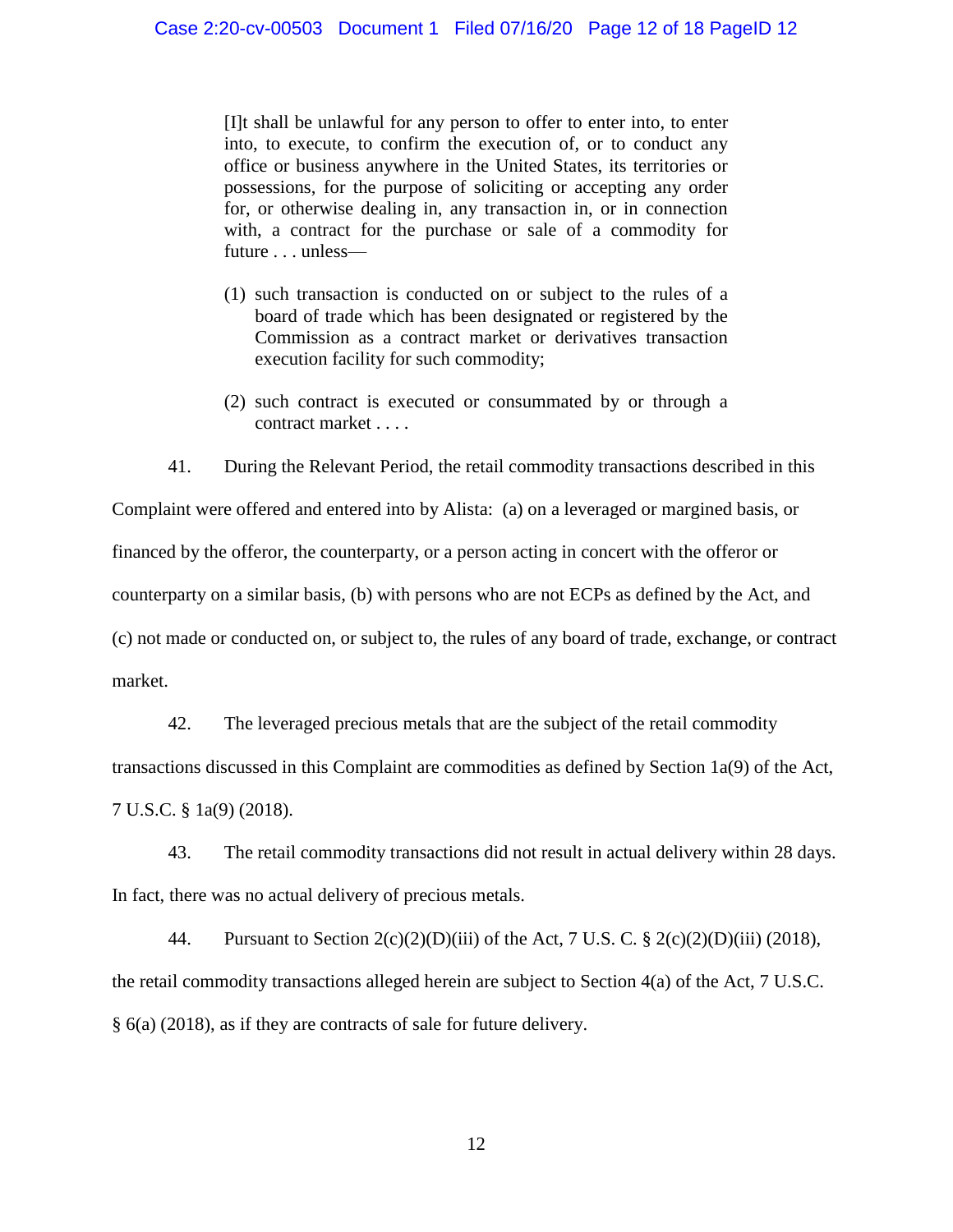> [I]t shall be unlawful for any person to offer to enter into, to enter into, to execute, to confirm the execution of, or to conduct any office or business anywhere in the United States, its territories or possessions, for the purpose of soliciting or accepting any order for, or otherwise dealing in, any transaction in, or in connection with, a contract for the purchase or sale of a commodity for future . . . unless—
>
> (1) such transaction is conducted on or subject to the rules of a board of trade which has been designated or registered by the Commission as a contract market or derivatives transaction execution facility for such commodity;
>
> (2) such contract is executed or consummated by or through a contract market . . . .

41. During the Relevant Period, the retail commodity transactions described in this Complaint were offered and entered into by Alista: (a) on a leveraged or margined basis, or financed by the offeror, the counterparty, or a person acting in concert with the offeror or counterparty on a similar basis, (b) with persons who are not ECPs as defined by the Act, and (c) not made or conducted on, or subject to, the rules of any board of trade, exchange, or contract market.

42. The leveraged precious metals that are the subject of the retail commodity transactions discussed in this Complaint are commodities as defined by Section 1a(9) of the Act, 7 U.S.C. § 1a(9) (2018).

43. The retail commodity transactions did not result in actual delivery within 28 days. In fact, there was no actual delivery of precious metals.

44. Pursuant to Section 2(c)(2)(D)(iii) of the Act, 7 U.S. C. § 2(c)(2)(D)(iii) (2018), the retail commodity transactions alleged herein are subject to Section 4(a) of the Act, 7 U.S.C. § 6(a) (2018), as if they are contracts of sale for future delivery.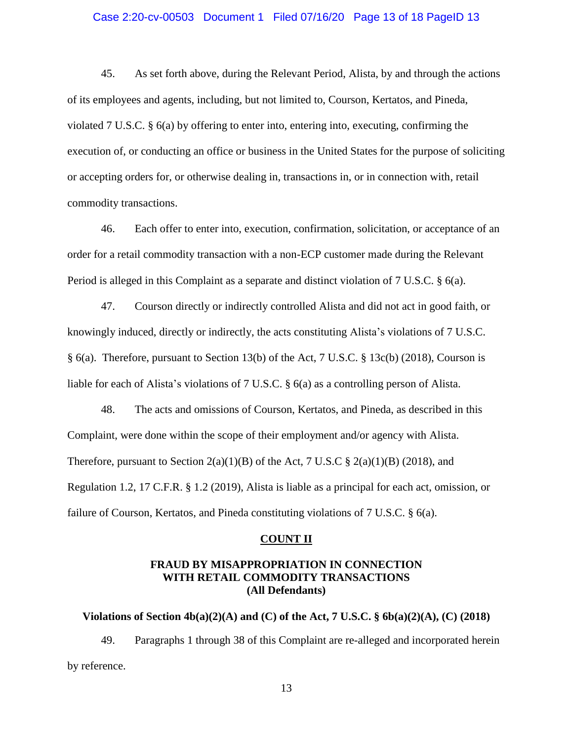45. As set forth above, during the Relevant Period, Alista, by and through the actions of its employees and agents, including, but not limited to, Courson, Kertatos, and Pineda, violated 7 U.S.C. § 6(a) by offering to enter into, entering into, executing, confirming the execution of, or conducting an office or business in the United States for the purpose of soliciting or accepting orders for, or otherwise dealing in, transactions in, or in connection with, retail commodity transactions.

46. Each offer to enter into, execution, confirmation, solicitation, or acceptance of an order for a retail commodity transaction with a non-ECP customer made during the Relevant Period is alleged in this Complaint as a separate and distinct violation of 7 U.S.C. § 6(a).

47. Courson directly or indirectly controlled Alista and did not act in good faith, or knowingly induced, directly or indirectly, the acts constituting Alista's violations of 7 U.S.C. § 6(a). Therefore, pursuant to Section 13(b) of the Act, 7 U.S.C. § 13c(b) (2018), Courson is liable for each of Alista's violations of 7 U.S.C. § 6(a) as a controlling person of Alista.

48. The acts and omissions of Courson, Kertatos, and Pineda, as described in this Complaint, were done within the scope of their employment and/or agency with Alista. Therefore, pursuant to Section 2(a)(1)(B) of the Act, 7 U.S.C § 2(a)(1)(B) (2018), and Regulation 1.2, 17 C.F.R. § 1.2 (2019), Alista is liable as a principal for each act, omission, or failure of Courson, Kertatos, and Pineda constituting violations of 7 U.S.C. § 6(a).

## COUNT II

### FRAUD BY MISAPPROPRIATION IN CONNECTION WITH RETAIL COMMODITY TRANSACTIONS (All Defendants)

**Violations of Section 4b(a)(2)(A) and (C) of the Act, 7 U.S.C. § 6b(a)(2)(A), (C) (2018)**

49. Paragraphs 1 through 38 of this Complaint are re-alleged and incorporated herein by reference.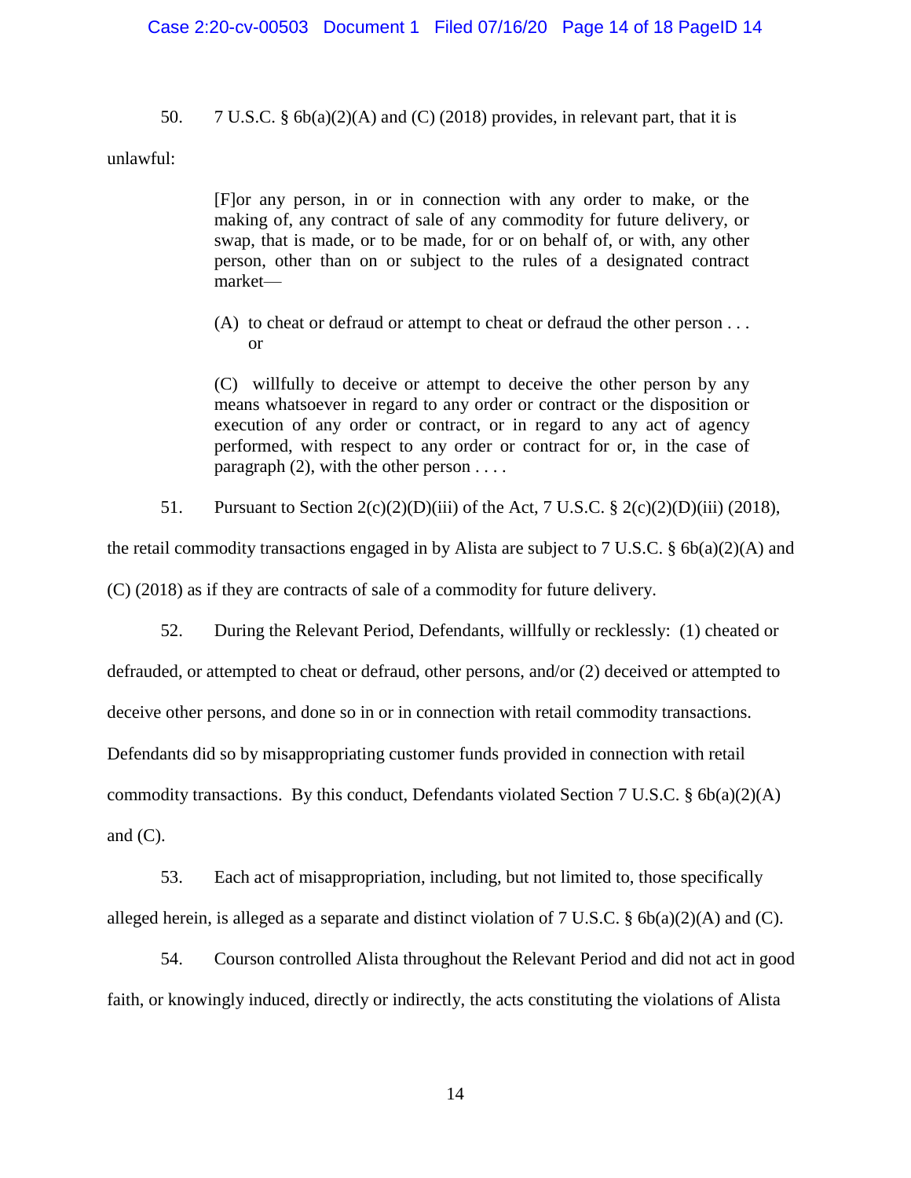50. 7 U.S.C. § 6b(a)(2)(A) and (C) (2018) provides, in relevant part, that it is unlawful:

> [F]or any person, in or in connection with any order to make, or the making of, any contract of sale of any commodity for future delivery, or swap, that is made, or to be made, for or on behalf of, or with, any other person, other than on or subject to the rules of a designated contract market—
>
> (A) to cheat or defraud or attempt to cheat or defraud the other person . . . or
>
> (C) willfully to deceive or attempt to deceive the other person by any means whatsoever in regard to any order or contract or the disposition or execution of any order or contract, or in regard to any act of agency performed, with respect to any order or contract for or, in the case of paragraph (2), with the other person . . . .

51. Pursuant to Section 2(c)(2)(D)(iii) of the Act, 7 U.S.C. § 2(c)(2)(D)(iii) (2018), the retail commodity transactions engaged in by Alista are subject to 7 U.S.C. § 6b(a)(2)(A) and (C) (2018) as if they are contracts of sale of a commodity for future delivery.

52. During the Relevant Period, Defendants, willfully or recklessly: (1) cheated or defrauded, or attempted to cheat or defraud, other persons, and/or (2) deceived or attempted to deceive other persons, and done so in or in connection with retail commodity transactions. Defendants did so by misappropriating customer funds provided in connection with retail commodity transactions. By this conduct, Defendants violated Section 7 U.S.C. § 6b(a)(2)(A) and (C).

53. Each act of misappropriation, including, but not limited to, those specifically alleged herein, is alleged as a separate and distinct violation of 7 U.S.C. § 6b(a)(2)(A) and (C).

54. Courson controlled Alista throughout the Relevant Period and did not act in good faith, or knowingly induced, directly or indirectly, the acts constituting the violations of Alista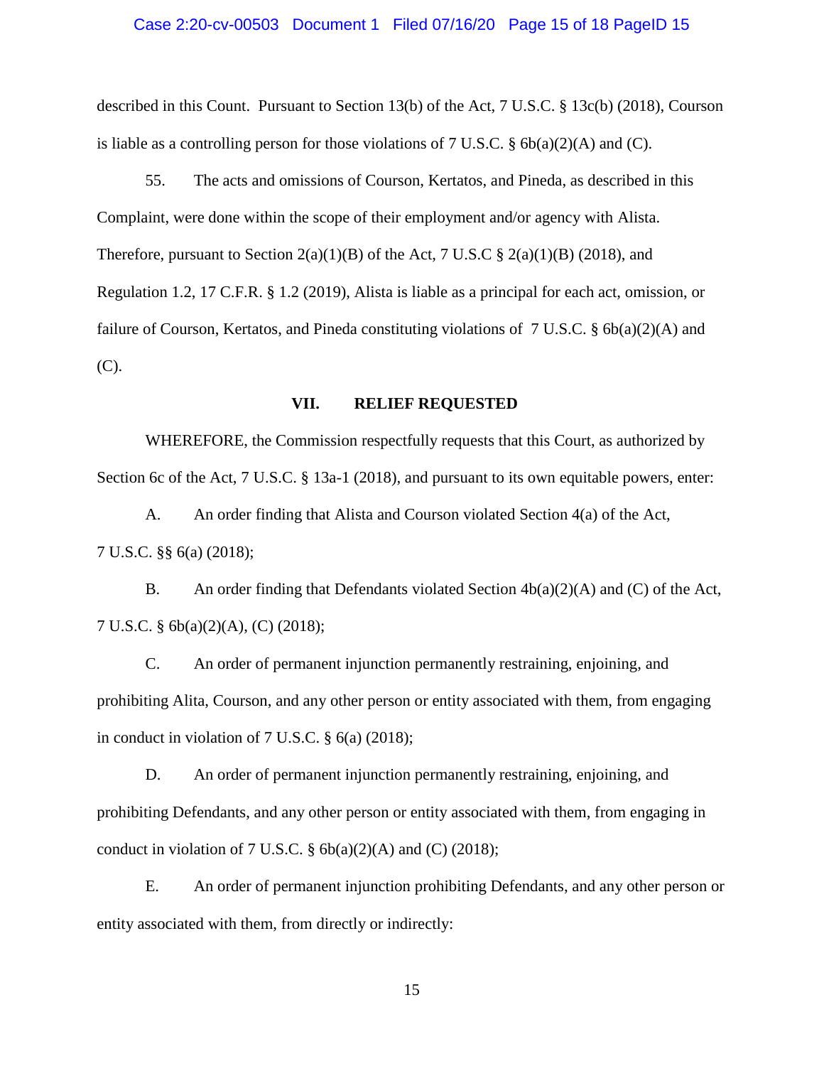described in this Count. Pursuant to Section 13(b) of the Act, 7 U.S.C. § 13c(b) (2018), Courson is liable as a controlling person for those violations of 7 U.S.C. § 6b(a)(2)(A) and (C).

55. The acts and omissions of Courson, Kertatos, and Pineda, as described in this Complaint, were done within the scope of their employment and/or agency with Alista. Therefore, pursuant to Section 2(a)(1)(B) of the Act, 7 U.S.C § 2(a)(1)(B) (2018), and Regulation 1.2, 17 C.F.R. § 1.2 (2019), Alista is liable as a principal for each act, omission, or failure of Courson, Kertatos, and Pineda constituting violations of 7 U.S.C. § 6b(a)(2)(A) and (C).

## VII. RELIEF REQUESTED

WHEREFORE, the Commission respectfully requests that this Court, as authorized by Section 6c of the Act, 7 U.S.C. § 13a-1 (2018), and pursuant to its own equitable powers, enter:

A. An order finding that Alista and Courson violated Section 4(a) of the Act, 7 U.S.C. §§ 6(a) (2018);

B. An order finding that Defendants violated Section 4b(a)(2)(A) and (C) of the Act, 7 U.S.C. § 6b(a)(2)(A), (C) (2018);

C. An order of permanent injunction permanently restraining, enjoining, and prohibiting Alita, Courson, and any other person or entity associated with them, from engaging in conduct in violation of 7 U.S.C. § 6(a) (2018);

D. An order of permanent injunction permanently restraining, enjoining, and prohibiting Defendants, and any other person or entity associated with them, from engaging in conduct in violation of 7 U.S.C. § 6b(a)(2)(A) and (C) (2018);

E. An order of permanent injunction prohibiting Defendants, and any other person or entity associated with them, from directly or indirectly: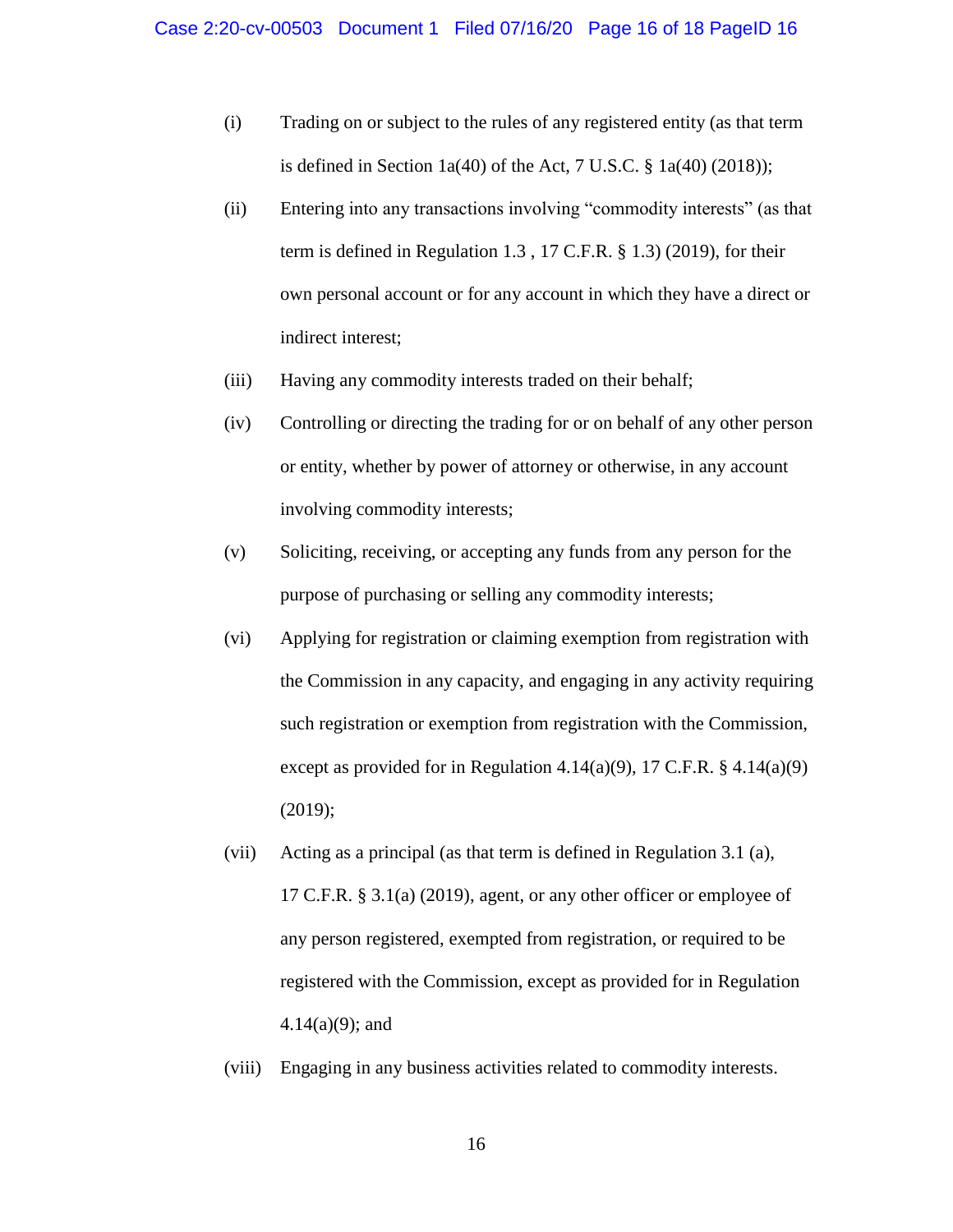(i) Trading on or subject to the rules of any registered entity (as that term is defined in Section 1a(40) of the Act, 7 U.S.C. § 1a(40) (2018));

(ii) Entering into any transactions involving "commodity interests" (as that term is defined in Regulation 1.3 , 17 C.F.R. § 1.3) (2019), for their own personal account or for any account in which they have a direct or indirect interest;

(iii) Having any commodity interests traded on their behalf;

(iv) Controlling or directing the trading for or on behalf of any other person or entity, whether by power of attorney or otherwise, in any account involving commodity interests;

(v) Soliciting, receiving, or accepting any funds from any person for the purpose of purchasing or selling any commodity interests;

(vi) Applying for registration or claiming exemption from registration with the Commission in any capacity, and engaging in any activity requiring such registration or exemption from registration with the Commission, except as provided for in Regulation 4.14(a)(9), 17 C.F.R. § 4.14(a)(9) (2019);

(vii) Acting as a principal (as that term is defined in Regulation 3.1 (a), 17 C.F.R. § 3.1(a) (2019), agent, or any other officer or employee of any person registered, exempted from registration, or required to be registered with the Commission, except as provided for in Regulation 4.14(a)(9); and

(viii) Engaging in any business activities related to commodity interests.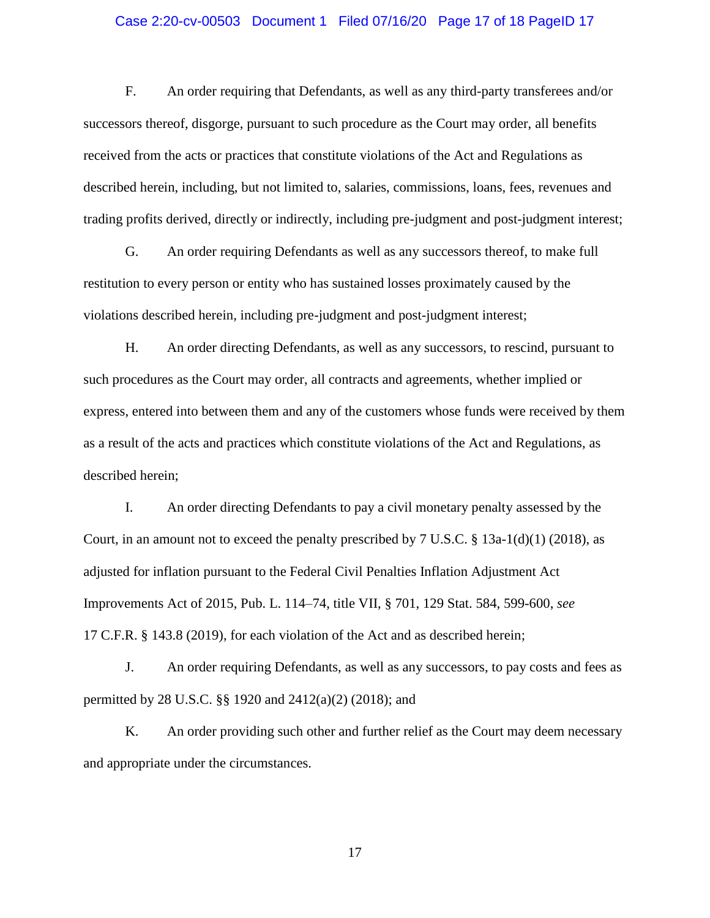F. An order requiring that Defendants, as well as any third-party transferees and/or successors thereof, disgorge, pursuant to such procedure as the Court may order, all benefits received from the acts or practices that constitute violations of the Act and Regulations as described herein, including, but not limited to, salaries, commissions, loans, fees, revenues and trading profits derived, directly or indirectly, including pre-judgment and post-judgment interest;

G. An order requiring Defendants as well as any successors thereof, to make full restitution to every person or entity who has sustained losses proximately caused by the violations described herein, including pre-judgment and post-judgment interest;

H. An order directing Defendants, as well as any successors, to rescind, pursuant to such procedures as the Court may order, all contracts and agreements, whether implied or express, entered into between them and any of the customers whose funds were received by them as a result of the acts and practices which constitute violations of the Act and Regulations, as described herein;

I. An order directing Defendants to pay a civil monetary penalty assessed by the Court, in an amount not to exceed the penalty prescribed by 7 U.S.C. § 13a-1(d)(1) (2018), as adjusted for inflation pursuant to the Federal Civil Penalties Inflation Adjustment Act Improvements Act of 2015, Pub. L. 114–74, title VII, § 701, 129 Stat. 584, 599-600, *see* 17 C.F.R. § 143.8 (2019), for each violation of the Act and as described herein;

J. An order requiring Defendants, as well as any successors, to pay costs and fees as permitted by 28 U.S.C. §§ 1920 and 2412(a)(2) (2018); and

K. An order providing such other and further relief as the Court may deem necessary and appropriate under the circumstances.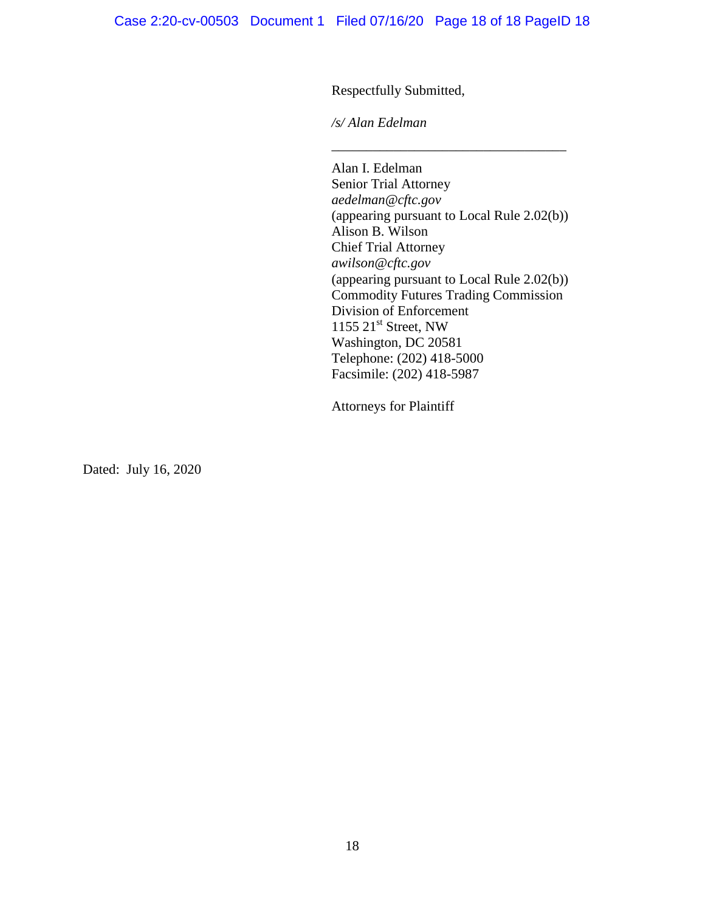Respectfully Submitted,

*/s/ Alan Edelman*

\_\_\_\_\_\_\_\_\_\_\_\_\_\_\_\_\_\_\_\_\_\_\_\_\_\_\_\_\_\_\_\_\_\_

Alan I. Edelman  
Senior Trial Attorney  
*aedelman@cftc.gov*  
(appearing pursuant to Local Rule 2.02(b))  
Alison B. Wilson  
Chief Trial Attorney  
*awilson@cftc.gov*  
(appearing pursuant to Local Rule 2.02(b))  
Commodity Futures Trading Commission  
Division of Enforcement  
1155 21st Street, NW  
Washington, DC 20581  
Telephone: (202) 418-5000  
Facsimile: (202) 418-5987

Attorneys for Plaintiff

Dated: July 16, 2020